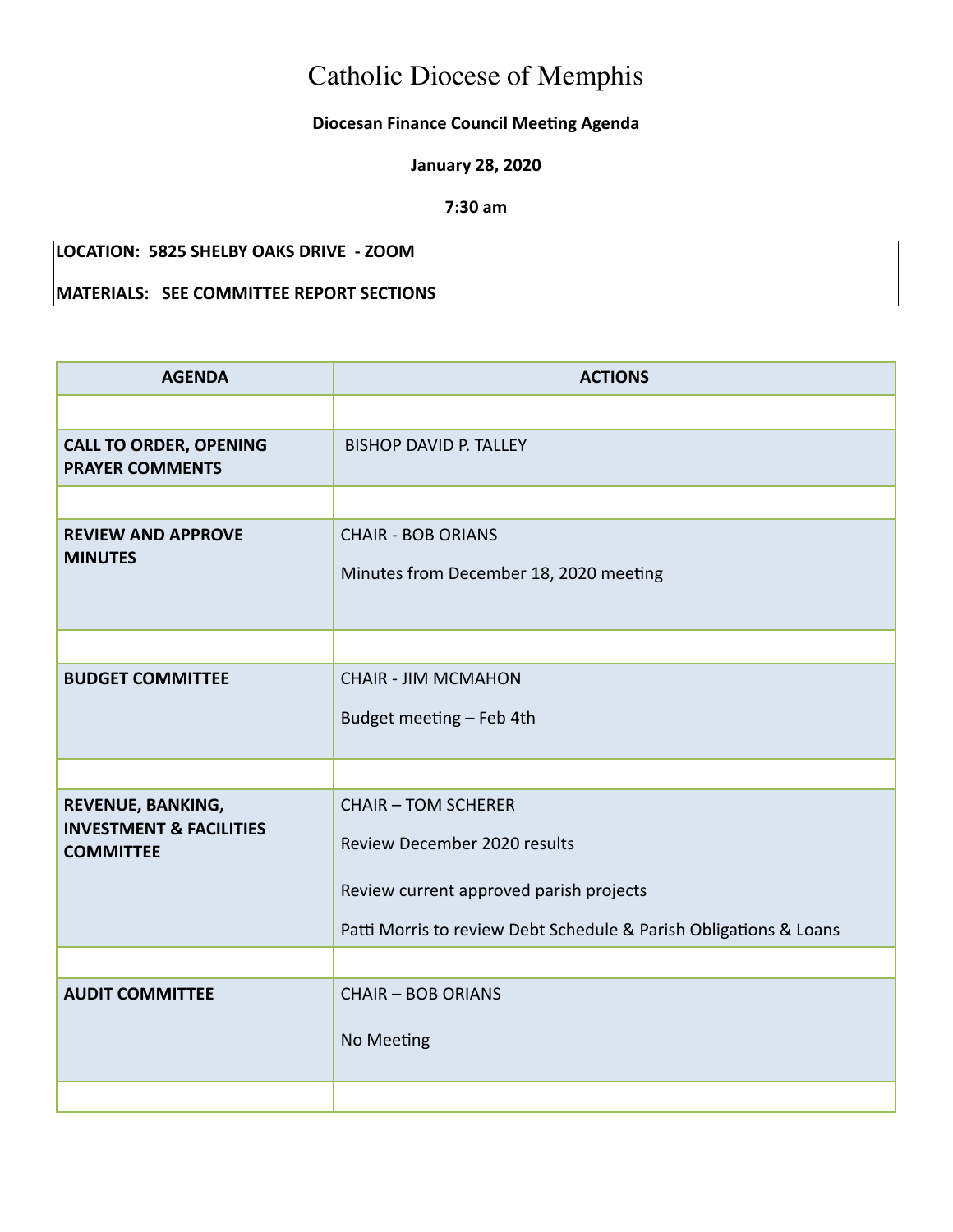# Catholic Diocese of Memphis

**Diocesan Finance Council Meeting Agenda**

**January 28, 2020**

**7:30 am**

**LOCATION: 5825 SHELBY OAKS DRIVE - ZOOM**

**MATERIALS: SEE COMMITTEE REPORT SECTIONS**

| AGENDA | ACTIONS |
|---|---|
| | |
| **CALL TO ORDER, OPENING PRAYER COMMENTS** | BISHOP DAVID P. TALLEY |
| | |
| **REVIEW AND APPROVE MINUTES** | CHAIR - BOB ORIANS<br><br>Minutes from December 18, 2020 meeting |
| | |
| **BUDGET COMMITTEE** | CHAIR - JIM MCMAHON<br><br>Budget meeting – Feb 4th |
| | |
| **REVENUE, BANKING, INVESTMENT & FACILITIES COMMITTEE** | CHAIR – TOM SCHERER<br><br>Review December 2020 results<br><br>Review current approved parish projects<br><br>Patti Morris to review Debt Schedule & Parish Obligations & Loans |
| | |
| **AUDIT COMMITTEE** | CHAIR – BOB ORIANS<br><br>No Meeting |
| | |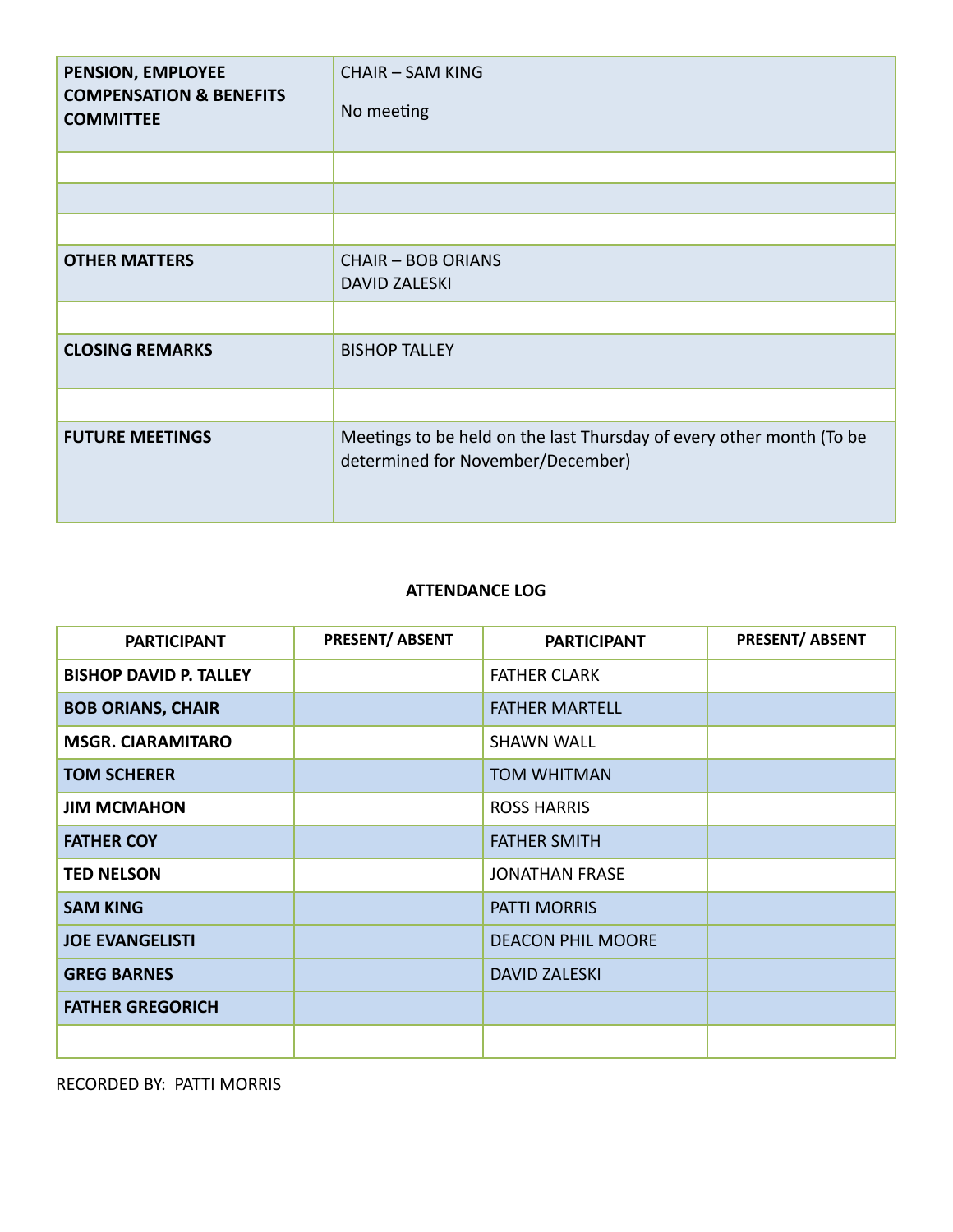| | |
|---|---|
| **PENSION, EMPLOYEE COMPENSATION & BENEFITS COMMITTEE** | CHAIR – SAM KING<br><br>No meeting |
| | |
| | |
| | |
| **OTHER MATTERS** | CHAIR – BOB ORIANS<br>DAVID ZALESKI |
| | |
| **CLOSING REMARKS** | BISHOP TALLEY |
| | |
| **FUTURE MEETINGS** | Meetings to be held on the last Thursday of every other month (To be determined for November/December) |

**ATTENDANCE LOG**

| PARTICIPANT | PRESENT/ ABSENT | PARTICIPANT | PRESENT/ ABSENT |
|---|---|---|---|
| **BISHOP DAVID P. TALLEY** | | FATHER CLARK | |
| **BOB ORIANS, CHAIR** | | FATHER MARTELL | |
| **MSGR. CIARAMITARO** | | SHAWN WALL | |
| **TOM SCHERER** | | TOM WHITMAN | |
| **JIM MCMAHON** | | ROSS HARRIS | |
| **FATHER COY** | | FATHER SMITH | |
| **TED NELSON** | | JONATHAN FRASE | |
| **SAM KING** | | PATTI MORRIS | |
| **JOE EVANGELISTI** | | DEACON PHIL MOORE | |
| **GREG BARNES** | | DAVID ZALESKI | |
| **FATHER GREGORICH** | | | |
| | | | |

RECORDED BY: PATTI MORRIS